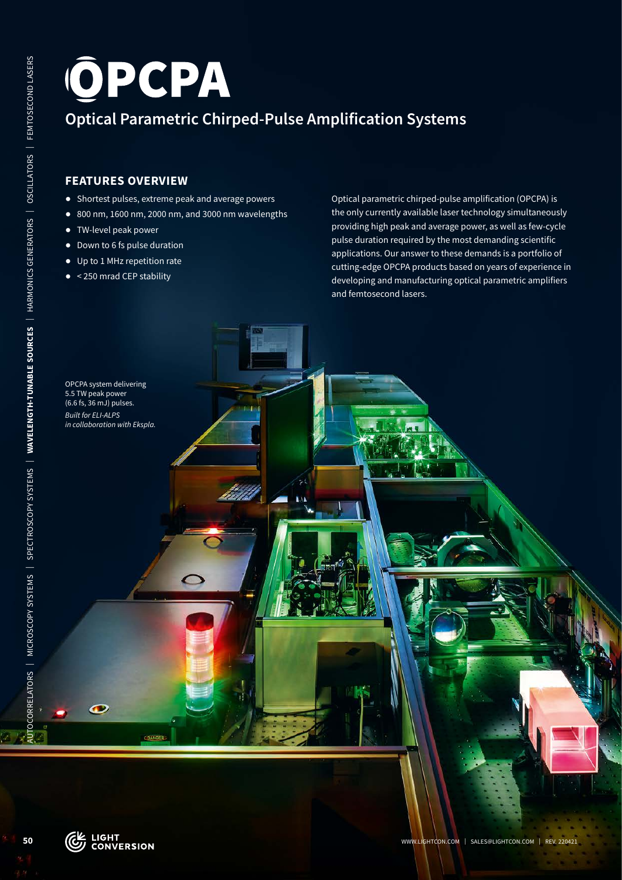# OPCPA

## Optical Parametric Chirped-Pulse Amplification Systems

### FEATURES OVERVIEW

- Shortest pulses, extreme peak and average powers
- 800 nm, 1600 nm, 2000 nm, and 3000 nm wavelengths
- TW-level peak power
- Down to 6 fs pulse duration
- Up to 1 MHz repetition rate
- < 250 mrad CEP stability

Optical parametric chirped-pulse amplification (OPCPA) is the only currently available laser technology simultaneously providing high peak and average power, as well as few-cycle pulse duration required by the most demanding scientific applications. Our answer to these demands is a portfolio of cutting-edge OPCPA products based on years of experience in developing and manufacturing optical parametric amplifiers and femtosecond lasers.

OPCPA system delivering 5.5 TW peak power (6.6 fs, 36 mJ) pulses.
*Built for ELI-ALPS in collaboration with Ekspla.*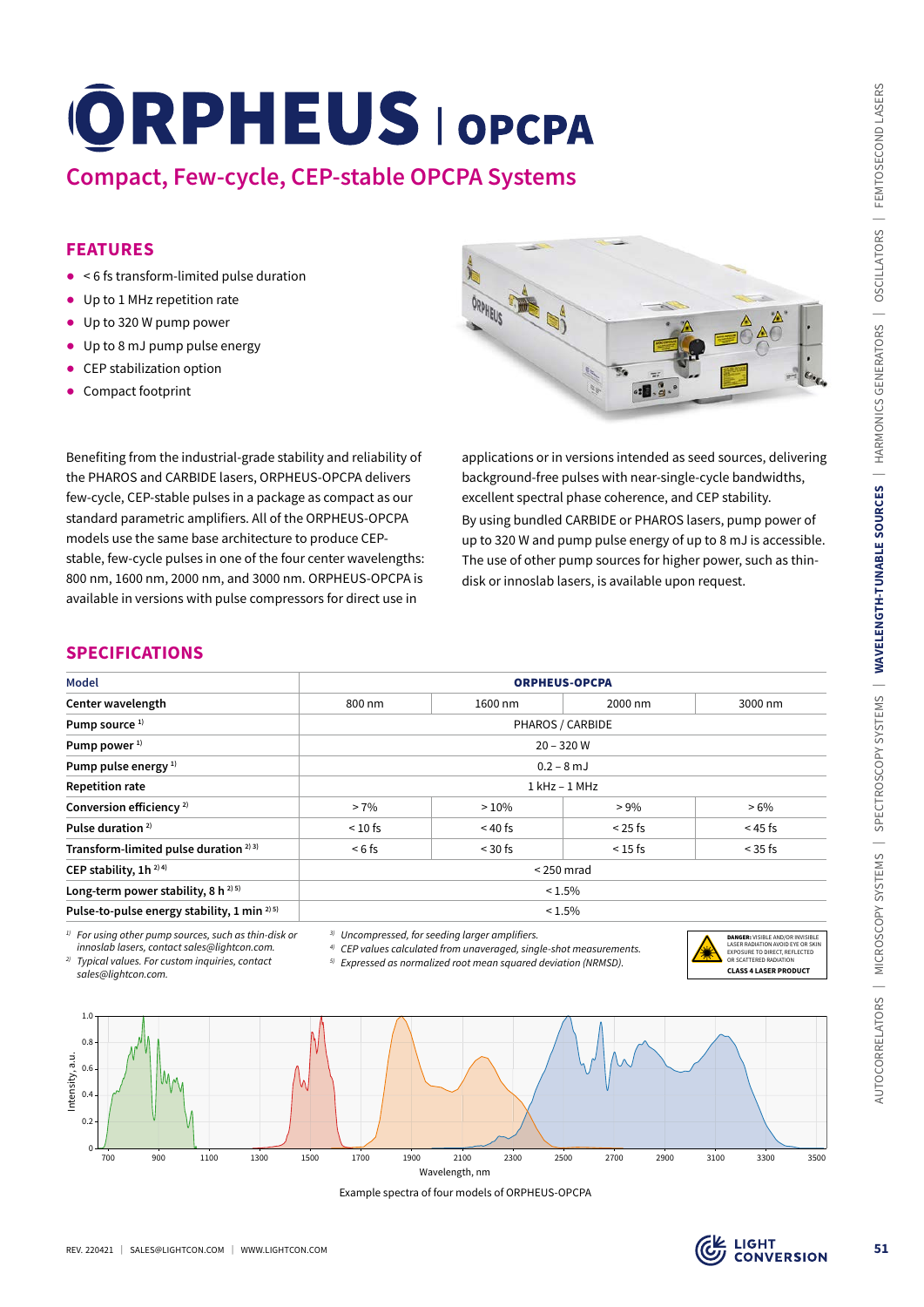# ORPHEUS | OPCPA

## Compact, Few-cycle, CEP-stable OPCPA Systems

## FEATURES

- < 6 fs transform-limited pulse duration
- Up to 1 MHz repetition rate
- Up to 320 W pump power
- Up to 8 mJ pump pulse energy
- CEP stabilization option
- Compact footprint

Benefiting from the industrial-grade stability and reliability of the PHAROS and CARBIDE lasers, ORPHEUS-OPCPA delivers few-cycle, CEP-stable pulses in a package as compact as our standard parametric amplifiers. All of the ORPHEUS-OPCPA models use the same base architecture to produce CEP-stable, few-cycle pulses in one of the four center wavelengths: 800 nm, 1600 nm, 2000 nm, and 3000 nm. ORPHEUS-OPCPA is available in versions with pulse compressors for direct use in applications or in versions intended as seed sources, delivering background-free pulses with near-single-cycle bandwidths, excellent spectral phase coherence, and CEP stability.

By using bundled CARBIDE or PHAROS lasers, pump power of up to 320 W and pump pulse energy of up to 8 mJ is accessible. The use of other pump sources for higher power, such as thin-disk or innoslab lasers, is available upon request.

## SPECIFICATIONS

| Model | ORPHEUS-OPCPA | | | |
|---|---|---|---|---|
| Center wavelength | 800 nm | 1600 nm | 2000 nm | 3000 nm |
| Pump source [1] | PHAROS / CARBIDE | | | |
| Pump power [1] | 20 – 320 W | | | |
| Pump pulse energy [1] | 0.2 – 8 mJ | | | |
| Repetition rate | 1 kHz – 1 MHz | | | |
| Conversion efficiency [2] | > 7% | > 10% | > 9% | > 6% |
| Pulse duration [2] | < 10 fs | < 40 fs | < 25 fs | < 45 fs |
| Transform-limited pulse duration [2,3] | < 6 fs | < 30 fs | < 15 fs | < 35 fs |
| CEP stability, 1h [2,4] | < 250 mrad | | | |
| Long-term power stability, 8 h [2,5] | < 1.5% | | | |
| Pulse-to-pulse energy stability, 1 min [2,5] | < 1.5% | | | |

[1] *For using other pump sources, such as thin-disk or innoslab lasers, contact sales@lightcon.com.*

[2] *Typical values. For custom inquiries, contact sales@lightcon.com.*

[3] *Uncompressed, for seeding larger amplifiers.*

[4] *CEP values calculated from unaveraged, single-shot measurements.*

[5] *Expressed as normalized root mean squared deviation (NRMSD).*

**DANGER:** VISIBLE AND/OR INVISIBLE LASER RADIATION AVOID EYE OR SKIN EXPOSURE TO DIRECT, REFLECTED OR SCATTERED RADIATION
**CLASS 4 LASER PRODUCT**

Example spectra of four models of ORPHEUS-OPCPA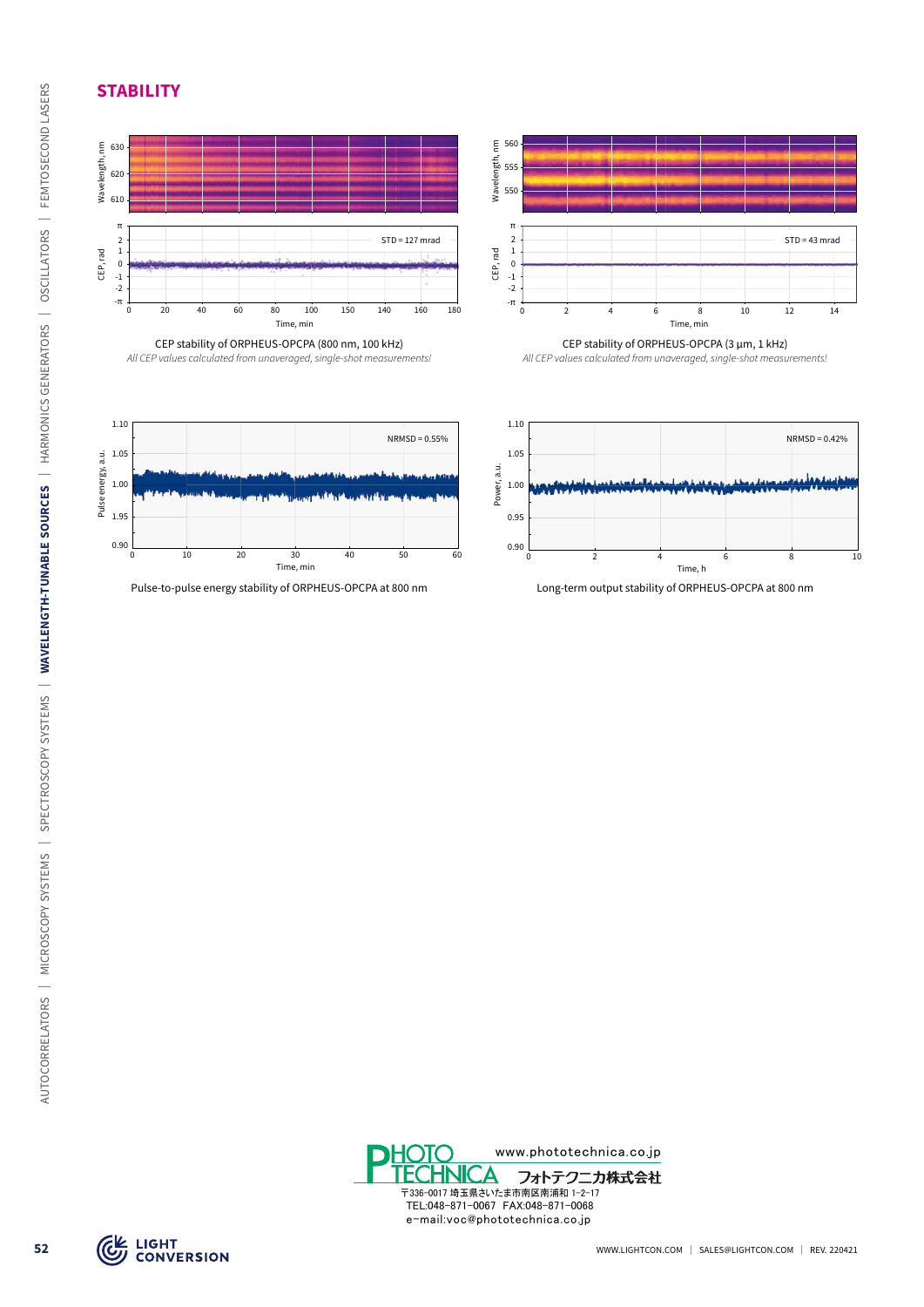## STABILITY

CEP stability of ORPHEUS-OPCPA (800 nm, 100 kHz)

*All CEP values calculated from unaveraged, single-shot measurements!*

CEP stability of ORPHEUS-OPCPA (3 μm, 1 kHz)

*All CEP values calculated from unaveraged, single-shot measurements!*

Pulse-to-pulse energy stability of ORPHEUS-OPCPA at 800 nm

Long-term output stability of ORPHEUS-OPCPA at 800 nm

PHOTO TECHNICA www.phototechnica.co.jp
フォトテクニカ株式会社
〒336-0017 埼玉県さいたま市南区南浦和 1-2-17
TEL:048-871-0067 FAX:048-871-0068
e-mail:voc@phototechnica.co.jp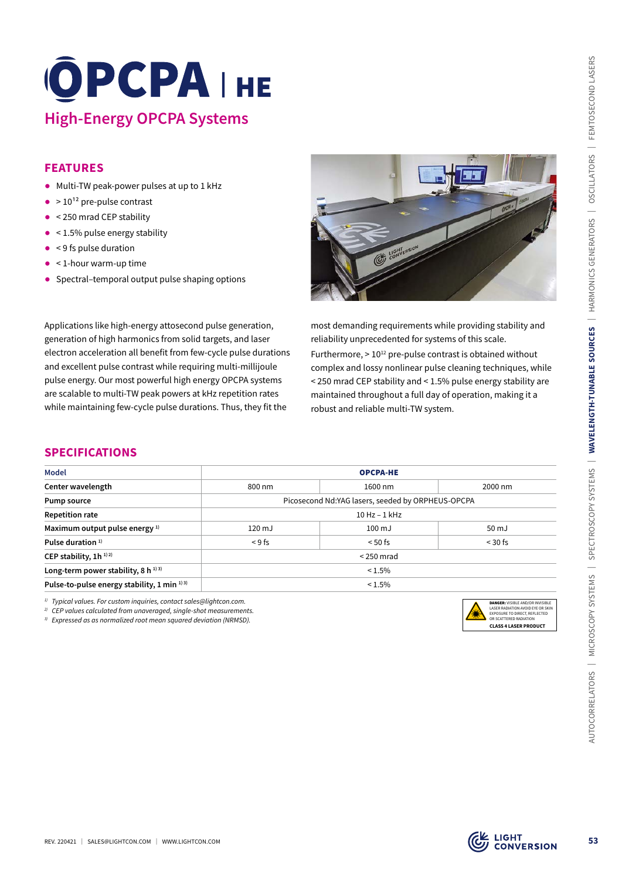# OPCPA | HE

## High-Energy OPCPA Systems

### FEATURES

- Multi-TW peak-power pulses at up to 1 kHz
- > $10^{12}$ pre-pulse contrast
- < 250 mrad CEP stability
- < 1.5% pulse energy stability
- < 9 fs pulse duration
- < 1-hour warm-up time
- Spectral–temporal output pulse shaping options

Applications like high-energy attosecond pulse generation, generation of high harmonics from solid targets, and laser electron acceleration all benefit from few-cycle pulse durations and excellent pulse contrast while requiring multi-millijoule pulse energy. Our most powerful high energy OPCPA systems are scalable to multi-TW peak powers at kHz repetition rates while maintaining few-cycle pulse durations. Thus, they fit the most demanding requirements while providing stability and reliability unprecedented for systems of this scale.

Furthermore, > $10^{12}$ pre-pulse contrast is obtained without complex and lossy nonlinear pulse cleaning techniques, while < 250 mrad CEP stability and < 1.5% pulse energy stability are maintained throughout a full day of operation, making it a robust and reliable multi-TW system.

### SPECIFICATIONS

| Model | OPCPA-HE | | |
|---|---|---|---|
| Center wavelength | 800 nm | 1600 nm | 2000 nm |
| Pump source | Picosecond Nd:YAG lasers, seeded by ORPHEUS-OPCPA | | |
| Repetition rate | 10 Hz – 1 kHz | | |
| Maximum output pulse energy [1] | 120 mJ | 100 mJ | 50 mJ |
| Pulse duration [1] | < 9 fs | < 50 fs | < 30 fs |
| CEP stability, 1h [1] [2] | < 250 mrad | | |
| Long-term power stability, 8 h [1] [3] | < 1.5% | | |
| Pulse-to-pulse energy stability, 1 min [1] [3] | < 1.5% | | |

[1] *Typical values. For custom inquiries, contact sales@lightcon.com.*
[2] *CEP values calculated from unaveraged, single-shot measurements.*
[3] *Expressed as as normalized root mean squared deviation (NRMSD).*

**DANGER:** VISIBLE AND/OR INVISIBLE LASER RADIATION AVOID EYE OR SKIN EXPOSURE TO DIRECT, REFLECTED OR SCATTERED RADIATION
**CLASS 4 LASER PRODUCT**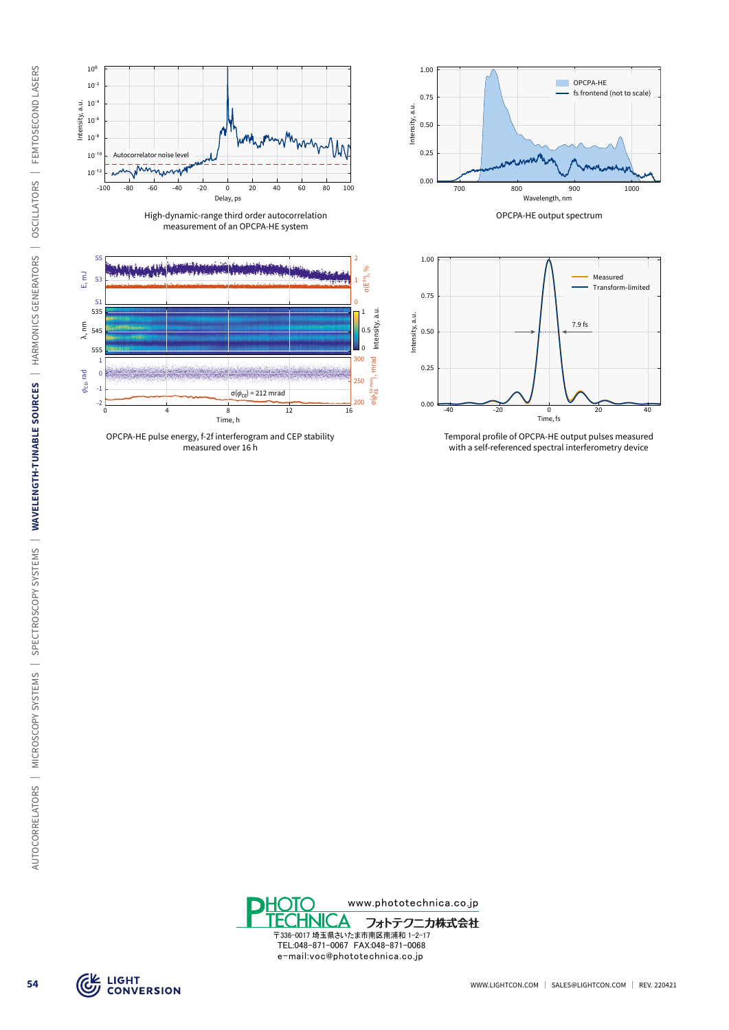$10^{0}$
$10^{-2}$
$10^{-4}$
$10^{-6}$
$10^{-8}$
$10^{-10}$
$10^{-12}$
Intensity, a.u.
Autocorrelator noise level
-100 -80 -60 -40 -20 0 20 40 60 80 100
Delay, ps

High-dynamic-range third order autocorrelation measurement of an OPCPA-HE system

1.00
0.75
0.50
0.25
0.00
Intensity, a.u.
OPCPA-HE
fs frontend (not to scale)
700 800 900 1000
Wavelength, nm

OPCPA-HE output spectrum

55
53
51
E, mJ
2
1
0
σ(E^10), %
535
545
555
λ, nm
1
0.5
0
Intensity, a.u.
1
0
-1
-2
$\varphi_{CE}$, rad
300
250
200
$\sigma(\varphi_{CE}^{10\ mean})$, mrad
$\sigma(\varphi_{CE})$ = 212 mrad
0 4 8 12 16
Time, h

OPCPA-HE pulse energy, f-2f interferogram and CEP stability measured over 16 h

1.00
0.75
0.50
0.25
0.00
Intensity, a.u.
Measured
Transform-limited
7.9 fs
-40 -20 0 20 40
Time, fs

Temporal profile of OPCPA-HE output pulses measured with a self-referenced spectral interferometry device

PHOTO TECHNICA
www.phototechnica.co.jp
フォトテクニカ株式会社
〒336-0017 埼玉県さいたま市南区南浦和 1-2-17
TEL:048-871-0067 FAX:048-871-0068
e-mail:voc@phototechnica.co.jp